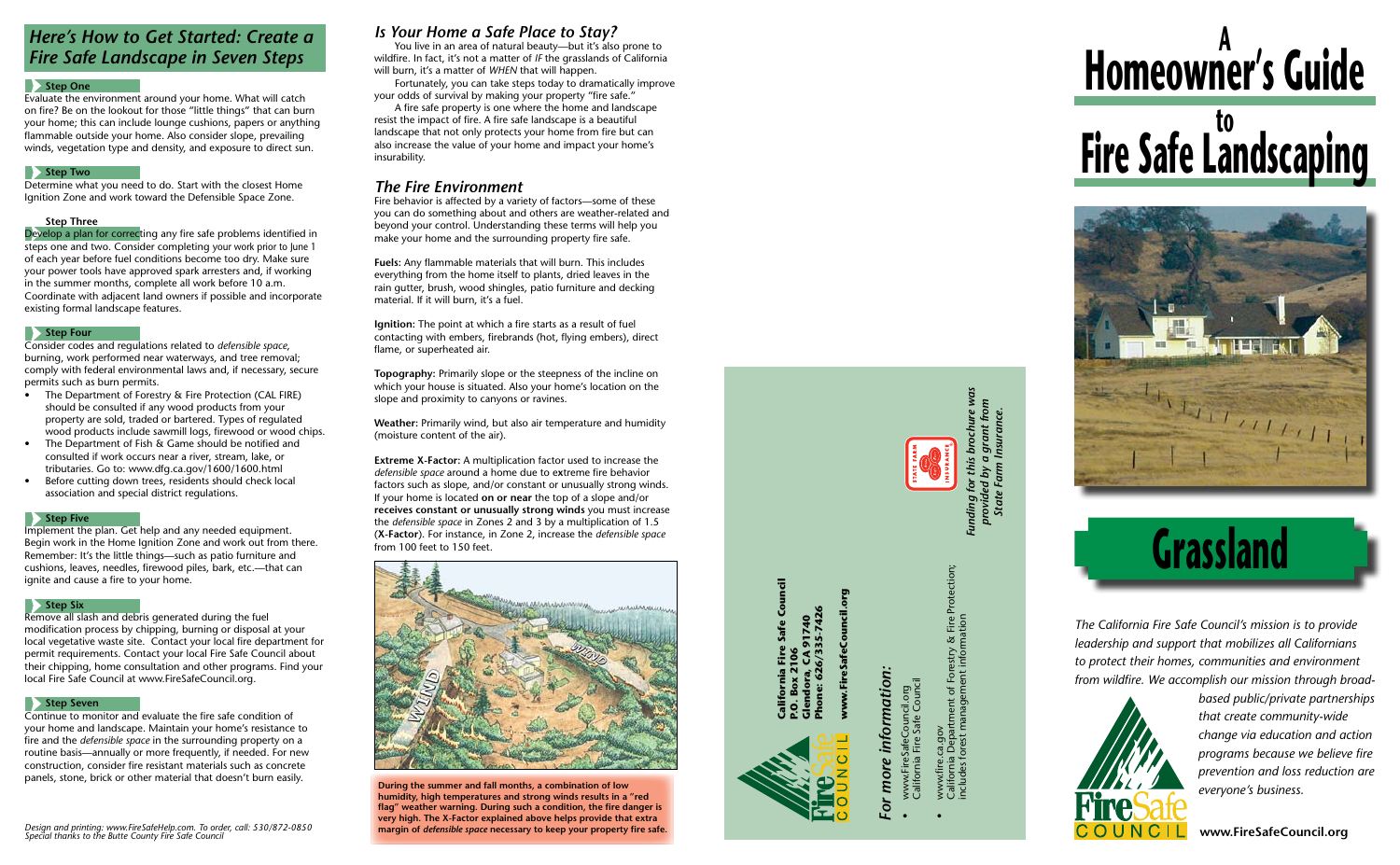## Here's How to Get Started: Create a Fire Safe Landscape in Seven Steps

### Step One

Evaluate the environment around your home. What will catch on fire? Be on the lookout for those "little things" that can burn your home; this can include lounge cushions, papers or anything flammable outside your home. Also consider slope, prevailing winds, vegetation type and density, and exposure to direct sun.

### Step Two

Determine what you need to do. Start with the closest Home Ignition Zone and work toward the Defensible Space Zone.

### Step Three

Develop a plan for correcting any fire safe problems identified in steps one and two. Consider completing your work prior to June 1 of each year before fuel conditions become too dry. Make sure your power tools have approved spark arresters and, if working in the summer months, complete all work before 10 a.m. Coordinate with adjacent land owners if possible and incorporate existing formal landscape features.

### Step Four

Consider codes and regulations related to *defensible space*, burning, work performed near waterways, and tree removal; comply with federal environmental laws and, if necessary, secure permits such as burn permits.

- The Department of Forestry & Fire Protection (CAL FIRE) should be consulted if any wood products from your property are sold, traded or bartered. Types of regulated wood products include sawmill logs, firewood or wood chips.
- The Department of Fish & Game should be notified and consulted if work occurs near a river, stream, lake, or tributaries. Go to: www.dfg.ca.gov/1600/1600.html
- Before cutting down trees, residents should check local association and special district regulations.

### Step Five

Implement the plan. Get help and any needed equipment. Begin work in the Home Ignition Zone and work out from there. Remember: It's the little things—such as patio furniture and cushions, leaves, needles, firewood piles, bark, etc.—that can ignite and cause a fire to your home.

### Step Six

Remove all slash and debris generated during the fuel modification process by chipping, burning or disposal at your local vegetative waste site. Contact your local fire department for permit requirements. Contact your local Fire Safe Council about their chipping, home consultation and other programs. Find your local Fire Safe Council at www.FireSafeCouncil.org.

### Step Seven

Continue to monitor and evaluate the fire safe condition of your home and landscape. Maintain your home's resistance to fire and the *defensible space* in the surrounding property on a routine basis—annually or more frequently, if needed. For new construction, consider fire resistant materials such as concrete panels, stone, brick or other material that doesn't burn easily.

*Design and printing: www.FireSafeHelp.com. To order, call: 530/872-0850*
*Special thanks to the Butte County Fire Safe Council*

## Is Your Home a Safe Place to Stay?

You live in an area of natural beauty—but it's also prone to wildfire. In fact, it's not a matter of *IF* the grasslands of California will burn, it's a matter of *WHEN* that will happen.

Fortunately, you can take steps today to dramatically improve your odds of survival by making your property "fire safe."

A fire safe property is one where the home and landscape resist the impact of fire. A fire safe landscape is a beautiful landscape that not only protects your home from fire but can also increase the value of your home and impact your home's insurability.

## The Fire Environment

Fire behavior is affected by a variety of factors—some of these you can do something about and others are weather-related and beyond your control. Understanding these terms will help you make your home and the surrounding property fire safe.

**Fuels:** Any flammable materials that will burn. This includes everything from the home itself to plants, dried leaves in the rain gutter, brush, wood shingles, patio furniture and decking material. If it will burn, it's a fuel.

**Ignition:** The point at which a fire starts as a result of fuel contacting with embers, firebrands (hot, flying embers), direct flame, or superheated air.

**Topography:** Primarily slope or the steepness of the incline on which your house is situated. Also your home's location on the slope and proximity to canyons or ravines.

**Weather:** Primarily wind, but also air temperature and humidity (moisture content of the air).

**Extreme X-Factor:** A multiplication factor used to increase the *defensible space* around a home due to extreme fire behavior factors such as slope, and/or constant or unusually strong winds. If your home is located **on or near** the top of a slope and/or **receives constant or unusually strong winds** you must increase the *defensible space* in Zones 2 and 3 by a multiplication of 1.5 (**X-Factor**). For instance, in Zone 2, increase the *defensible space* from 100 feet to 150 feet.

**During the summer and fall months, a combination of low humidity, high temperatures and strong winds results in a "red flag" weather warning. During such a condition, the fire danger is very high. The X-Factor explained above helps provide that extra margin of *defensible space* necessary to keep your property fire safe.**

**California Fire Safe Council**
**P.O. Box 2106**
**Glendora, CA 91740**
**Phone: 626/335-7426**

**www.FireSafeCouncil.org**

### For more information:

- www.FireSafeCouncil.org
  California Fire Safe Council
- www.fire.ca.gov
  California Department of Forestry & Fire Protection; includes forest management information

*Funding for this brochure was provided by a grant from State Farm Insurance.*

# A Homeowner's Guide to Fire Safe Landscaping

# Grassland

*The California Fire Safe Council's mission is to provide leadership and support that mobilizes all Californians to protect their homes, communities and environment from wildfire. We accomplish our mission through broad-based public/private partnerships that create community-wide change via education and action programs because we believe fire prevention and loss reduction are everyone's business.*

**www.FireSafeCouncil.org**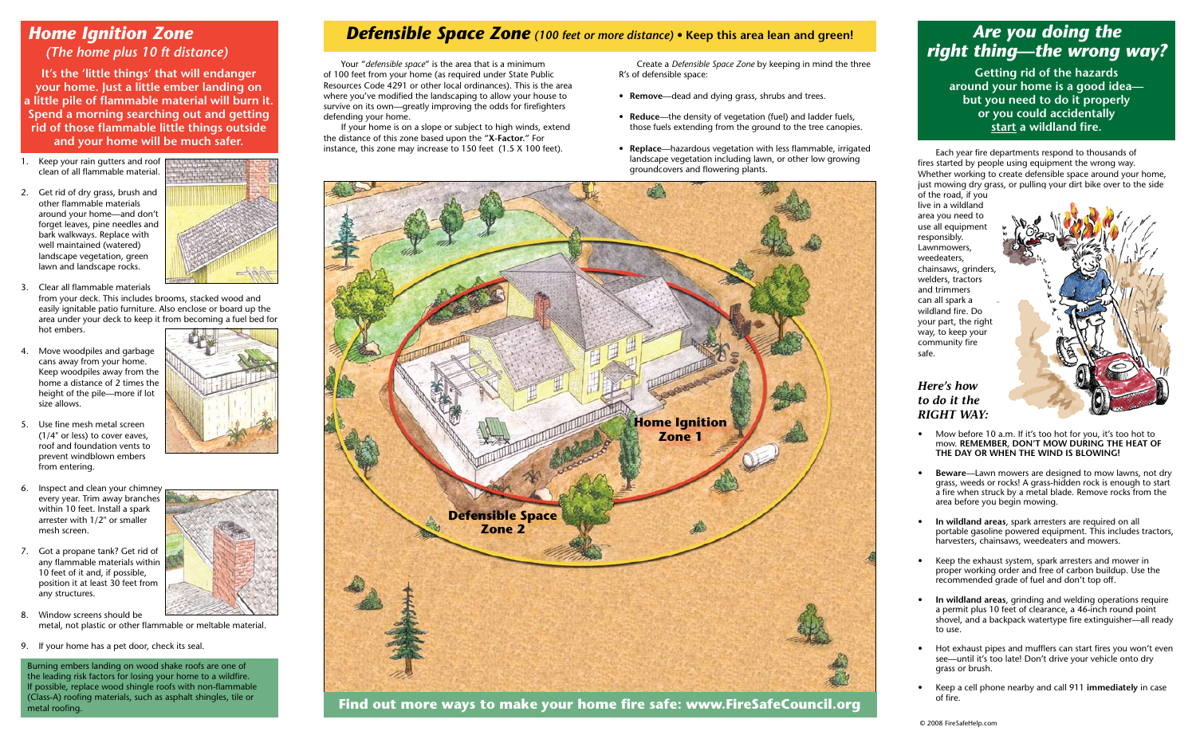## *Home Ignition Zone*

### *(The home plus 10 ft distance)*

**It's the 'little things' that will endanger your home. Just a little ember landing on a little pile of flammable material will burn it. Spend a morning searching out and getting rid of those flammable little things outside and your home will be much safer.**

1. Keep your rain gutters and roof clean of all flammable material.
2. Get rid of dry grass, brush and other flammable materials around your home—and don't forget leaves, pine needles and bark walkways. Replace with well maintained (watered) landscape vegetation, green lawn and landscape rocks.
3. Clear all flammable materials from your deck. This includes brooms, stacked wood and easily ignitable patio furniture. Also enclose or board up the area under your deck to keep it from becoming a fuel bed for hot embers.
4. Move woodpiles and garbage cans away from your home. Keep woodpiles away from the home a distance of 2 times the height of the pile—more if lot size allows.
5. Use fine mesh metal screen (1/4" or less) to cover eaves, roof and foundation vents to prevent windblown embers from entering.
6. Inspect and clean your chimney every year. Trim away branches within 10 feet. Install a spark arrester with 1/2" or smaller mesh screen.
7. Got a propane tank? Get rid of any flammable materials within 10 feet of it and, if possible, position it at least 30 feet from any structures.
8. Window screens should be metal, not plastic or other flammable or meltable material.
9. If your home has a pet door, check its seal.

Burning embers landing on wood shake roofs are one of the leading risk factors for losing your home to a wildfire. If possible, replace wood shingle roofs with non-flammable (Class-A) roofing materials, such as asphalt shingles, tile or metal roofing.

## *Defensible Space Zone* *(100 feet or more distance)* • Keep this area lean and green!

Your "*defensible space*" is the area that is a minimum of 100 feet from your home (as required under State Public Resources Code 4291 or other local ordinances). This is the area where you've modified the landscaping to allow your house to survive on its own—greatly improving the odds for firefighters defending your home.

If your home is on a slope or subject to high winds, extend the distance of this zone based upon the "**X-Factor.**" For instance, this zone may increase to 150 feet (1.5 X 100 feet).

Create a *Defensible Space Zone* by keeping in mind the three R's of defensible space:

- **Remove**—dead and dying grass, shrubs and trees.
- **Reduce**—the density of vegetation (fuel) and ladder fuels, those fuels extending from the ground to the tree canopies.
- **Replace**—hazardous vegetation with less flammable, irrigated landscape vegetation including lawn, or other low growing groundcovers and flowering plants.

Home Ignition Zone 1

Defensible Space Zone 2

**Find out more ways to make your home fire safe: www.FireSafeCouncil.org**

## *Are you doing the right thing—the wrong way?*

**Getting rid of the hazards around your home is a good idea—but you need to do it properly or you could accidentally start a wildland fire.**

Each year fire departments respond to thousands of fires started by people using equipment the wrong way. Whether working to create defensible space around your home, just mowing dry grass, or pulling your dirt bike over to the side of the road, if you live in a wildland area you need to use all equipment responsibly. Lawnmowers, weedeaters, chainsaws, grinders, welders, tractors and trimmers can all spark a wildland fire. Do your part, the right way, to keep your community fire safe.

### *Here's how to do it the RIGHT WAY:*

- Mow before 10 a.m. If it's too hot for you, it's too hot to mow. **REMEMBER, DON'T MOW DURING THE HEAT OF THE DAY OR WHEN THE WIND IS BLOWING!**
- **Beware**—Lawn mowers are designed to mow lawns, not dry grass, weeds or rocks! A grass-hidden rock is enough to start a fire when struck by a metal blade. Remove rocks from the area before you begin mowing.
- **In wildland areas**, spark arresters are required on all portable gasoline powered equipment. This includes tractors, harvesters, chainsaws, weedeaters and mowers.
- Keep the exhaust system, spark arresters and mower in proper working order and free of carbon buildup. Use the recommended grade of fuel and don't top off.
- **In wildland areas**, grinding and welding operations require a permit plus 10 feet of clearance, a 46-inch round point shovel, and a backpack watertype fire extinguisher—all ready to use.
- Hot exhaust pipes and mufflers can start fires you won't even see—until it's too late! Don't drive your vehicle onto dry grass or brush.
- Keep a cell phone nearby and call 911 **immediately** in case of fire.

© 2008 FireSafeHelp.com